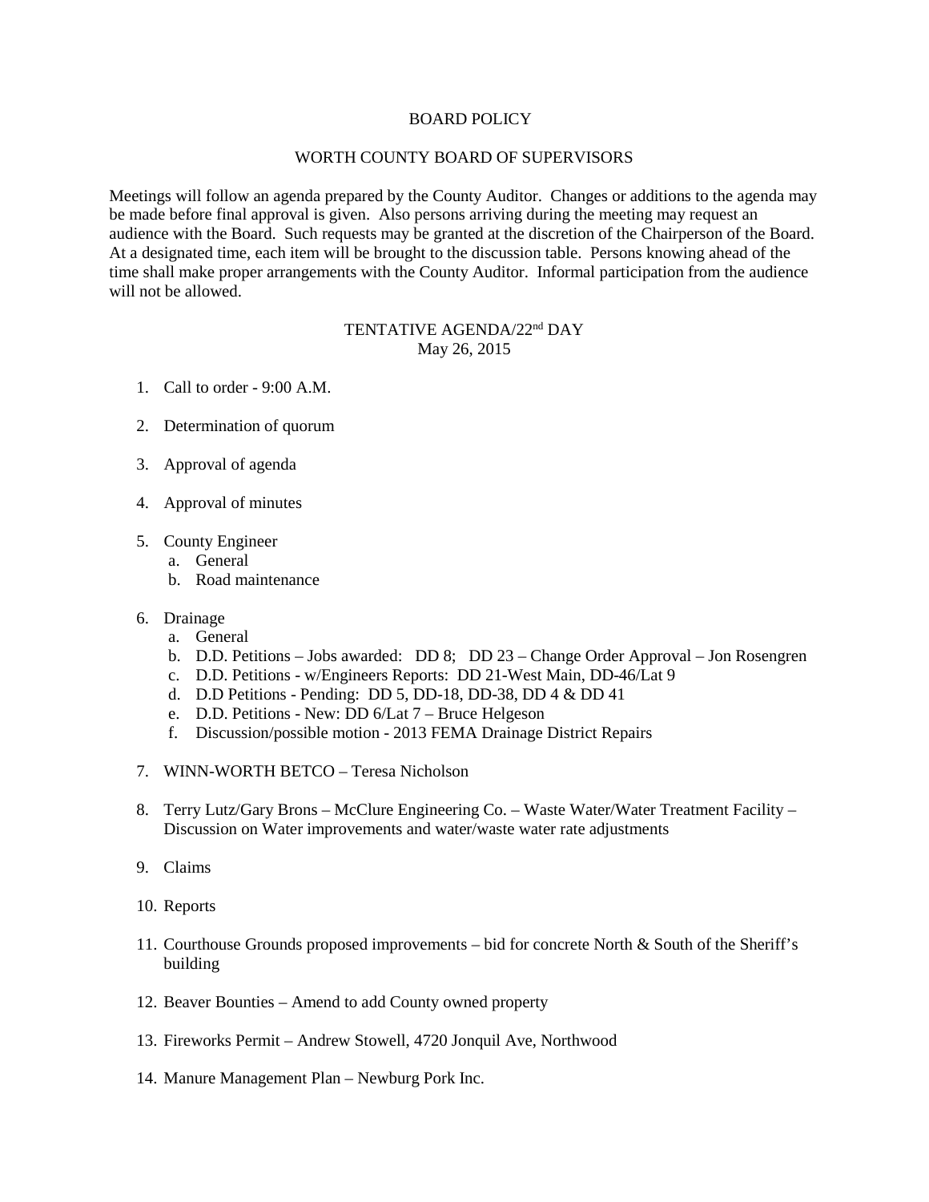# BOARD POLICY

## WORTH COUNTY BOARD OF SUPERVISORS

Meetings will follow an agenda prepared by the County Auditor. Changes or additions to the agenda may be made before final approval is given. Also persons arriving during the meeting may request an audience with the Board. Such requests may be granted at the discretion of the Chairperson of the Board. At a designated time, each item will be brought to the discussion table. Persons knowing ahead of the time shall make proper arrangements with the County Auditor. Informal participation from the audience will not be allowed.

## TENTATIVE AGENDA/22nd DAY
May 26, 2015

1. Call to order - 9:00 A.M.

2. Determination of quorum

3. Approval of agenda

4. Approval of minutes

5. County Engineer
   a. General
   b. Road maintenance

6. Drainage
   a. General
   b. D.D. Petitions – Jobs awarded: DD 8; DD 23 – Change Order Approval – Jon Rosengren
   c. D.D. Petitions - w/Engineers Reports: DD 21-West Main, DD-46/Lat 9
   d. D.D Petitions - Pending: DD 5, DD-18, DD-38, DD 4 & DD 41
   e. D.D. Petitions - New: DD 6/Lat 7 – Bruce Helgeson
   f. Discussion/possible motion - 2013 FEMA Drainage District Repairs

7. WINN-WORTH BETCO – Teresa Nicholson

8. Terry Lutz/Gary Brons – McClure Engineering Co. – Waste Water/Water Treatment Facility – Discussion on Water improvements and water/waste water rate adjustments

9. Claims

10. Reports

11. Courthouse Grounds proposed improvements – bid for concrete North & South of the Sheriff's building

12. Beaver Bounties – Amend to add County owned property

13. Fireworks Permit – Andrew Stowell, 4720 Jonquil Ave, Northwood

14. Manure Management Plan – Newburg Pork Inc.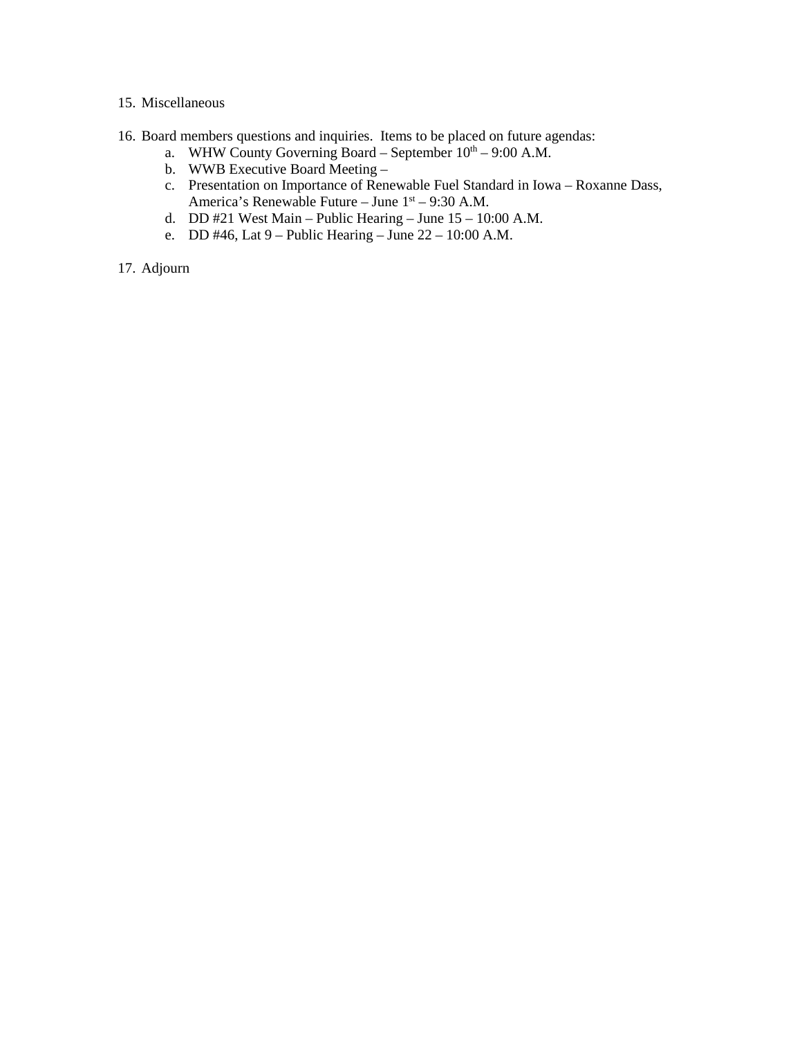15. Miscellaneous

16. Board members questions and inquiries. Items to be placed on future agendas:
    a. WHW County Governing Board – September 10th – 9:00 A.M.
    b. WWB Executive Board Meeting –
    c. Presentation on Importance of Renewable Fuel Standard in Iowa – Roxanne Dass, America's Renewable Future – June 1st – 9:30 A.M.
    d. DD #21 West Main – Public Hearing – June 15 – 10:00 A.M.
    e. DD #46, Lat 9 – Public Hearing – June 22 – 10:00 A.M.

17. Adjourn